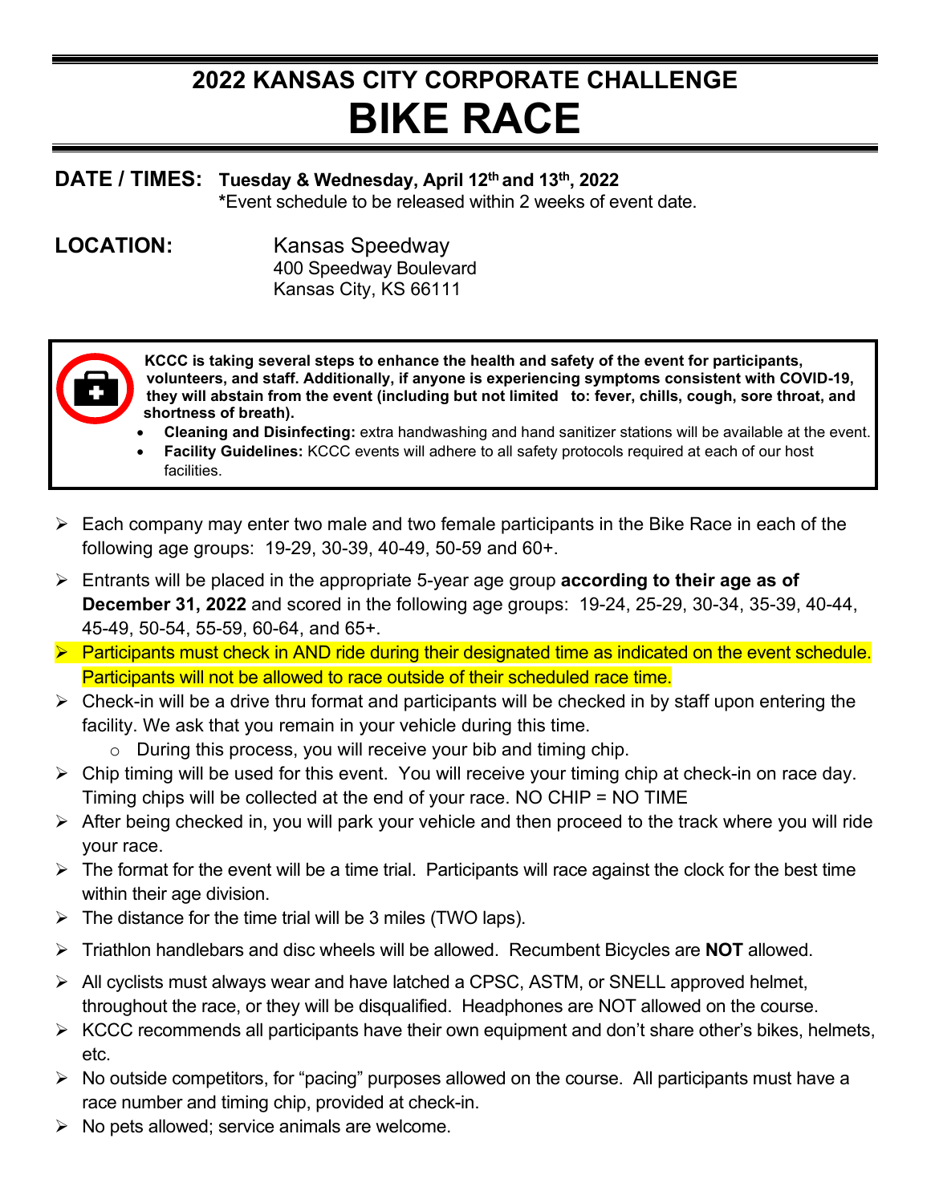# 2022 KANSAS CITY CORPORATE CHALLENGE
# BIKE RACE

**DATE / TIMES:** **Tuesday & Wednesday, April 12th and 13th, 2022**
**\***Event schedule to be released within 2 weeks of event date.

**LOCATION:** Kansas Speedway
400 Speedway Boulevard
Kansas City, KS 66111

**KCCC is taking several steps to enhance the health and safety of the event for participants, volunteers, and staff. Additionally, if anyone is experiencing symptoms consistent with COVID-19, they will abstain from the event (including but not limited to: fever, chills, cough, sore throat, and shortness of breath).**

- **Cleaning and Disinfecting:** extra handwashing and hand sanitizer stations will be available at the event.
- **Facility Guidelines:** KCCC events will adhere to all safety protocols required at each of our host facilities.

- Each company may enter two male and two female participants in the Bike Race in each of the following age groups: 19-29, 30-39, 40-49, 50-59 and 60+.
- Entrants will be placed in the appropriate 5-year age group **according to their age as of December 31, 2022** and scored in the following age groups: 19-24, 25-29, 30-34, 35-39, 40-44, 45-49, 50-54, 55-59, 60-64, and 65+.
- Participants must check in AND ride during their designated time as indicated on the event schedule. Participants will not be allowed to race outside of their scheduled race time.
- Check-in will be a drive thru format and participants will be checked in by staff upon entering the facility. We ask that you remain in your vehicle during this time.
  - During this process, you will receive your bib and timing chip.
- Chip timing will be used for this event. You will receive your timing chip at check-in on race day. Timing chips will be collected at the end of your race. NO CHIP = NO TIME
- After being checked in, you will park your vehicle and then proceed to the track where you will ride your race.
- The format for the event will be a time trial. Participants will race against the clock for the best time within their age division.
- The distance for the time trial will be 3 miles (TWO laps).
- Triathlon handlebars and disc wheels will be allowed. Recumbent Bicycles are **NOT** allowed.
- All cyclists must always wear and have latched a CPSC, ASTM, or SNELL approved helmet, throughout the race, or they will be disqualified. Headphones are NOT allowed on the course.
- KCCC recommends all participants have their own equipment and don't share other's bikes, helmets, etc.
- No outside competitors, for "pacing" purposes allowed on the course. All participants must have a race number and timing chip, provided at check-in.
- No pets allowed; service animals are welcome.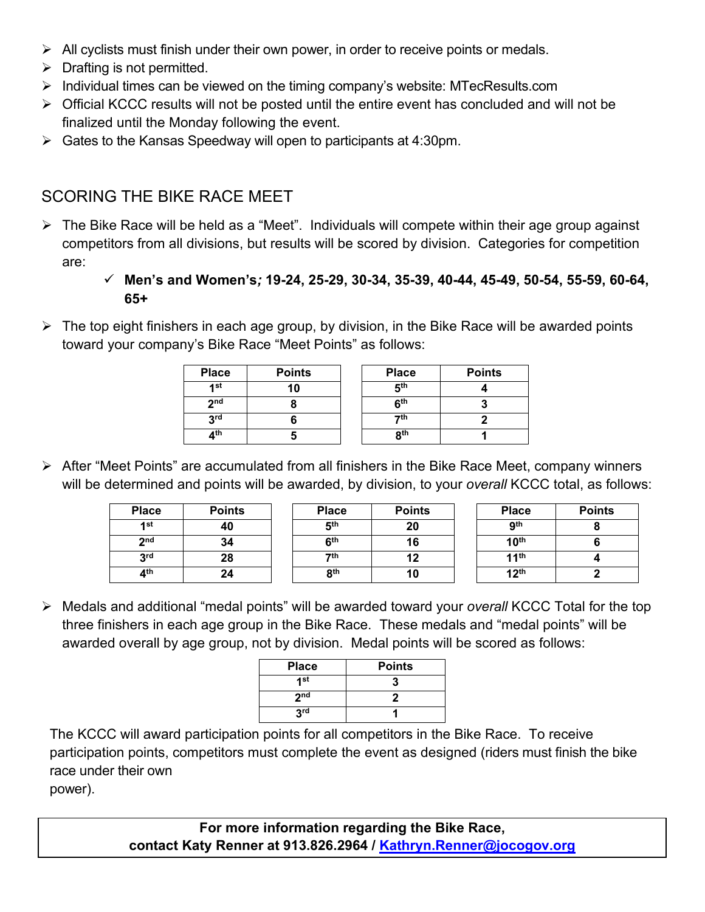- All cyclists must finish under their own power, in order to receive points or medals.
- Drafting is not permitted.
- Individual times can be viewed on the timing company's website: MTecResults.com
- Official KCCC results will not be posted until the entire event has concluded and will not be finalized until the Monday following the event.
- Gates to the Kansas Speedway will open to participants at 4:30pm.

## SCORING THE BIKE RACE MEET

- The Bike Race will be held as a "Meet". Individuals will compete within their age group against competitors from all divisions, but results will be scored by division. Categories for competition are:
  - ✓ **Men's and Women's*;* 19-24, 25-29, 30-34, 35-39, 40-44, 45-49, 50-54, 55-59, 60-64, 65+**
- The top eight finishers in each age group, by division, in the Bike Race will be awarded points toward your company's Bike Race "Meet Points" as follows:

| Place | Points |
|---|---|
| 1st | 10 |
| 2nd | 8 |
| 3rd | 6 |
| 4th | 5 |

| Place | Points |
|---|---|
| 5th | 4 |
| 6th | 3 |
| 7th | 2 |
| 8th | 1 |

- After "Meet Points" are accumulated from all finishers in the Bike Race Meet, company winners will be determined and points will be awarded, by division, to your *overall* KCCC total, as follows:

| Place | Points |
|---|---|
| 1st | 40 |
| 2nd | 34 |
| 3rd | 28 |
| 4th | 24 |

| Place | Points |
|---|---|
| 5th | 20 |
| 6th | 16 |
| 7th | 12 |
| 8th | 10 |

| Place | Points |
|---|---|
| 9th | 8 |
| 10th | 6 |
| 11th | 4 |
| 12th | 2 |

- Medals and additional "medal points" will be awarded toward your *overall* KCCC Total for the top three finishers in each age group in the Bike Race. These medals and "medal points" will be awarded overall by age group, not by division. Medal points will be scored as follows:

| Place | Points |
|---|---|
| 1st | 3 |
| 2nd | 2 |
| 3rd | 1 |

The KCCC will award participation points for all competitors in the Bike Race. To receive participation points, competitors must complete the event as designed (riders must finish the bike race under their own power).

**For more information regarding the Bike Race,**
**contact Katy Renner at 913.826.2964 / Kathryn.Renner@jocogov.org**